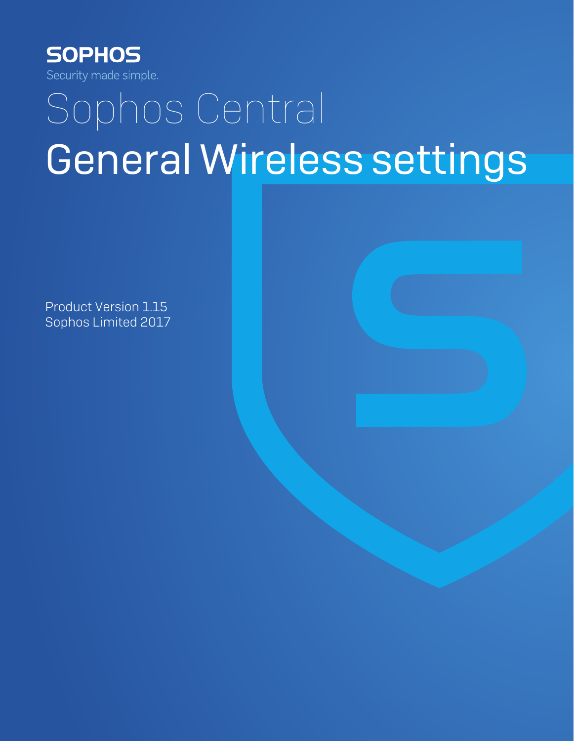SOPHOS

Security made simple.

# Sophos Central

# General Wireless settings

Product Version 1.15
Sophos Limited 2017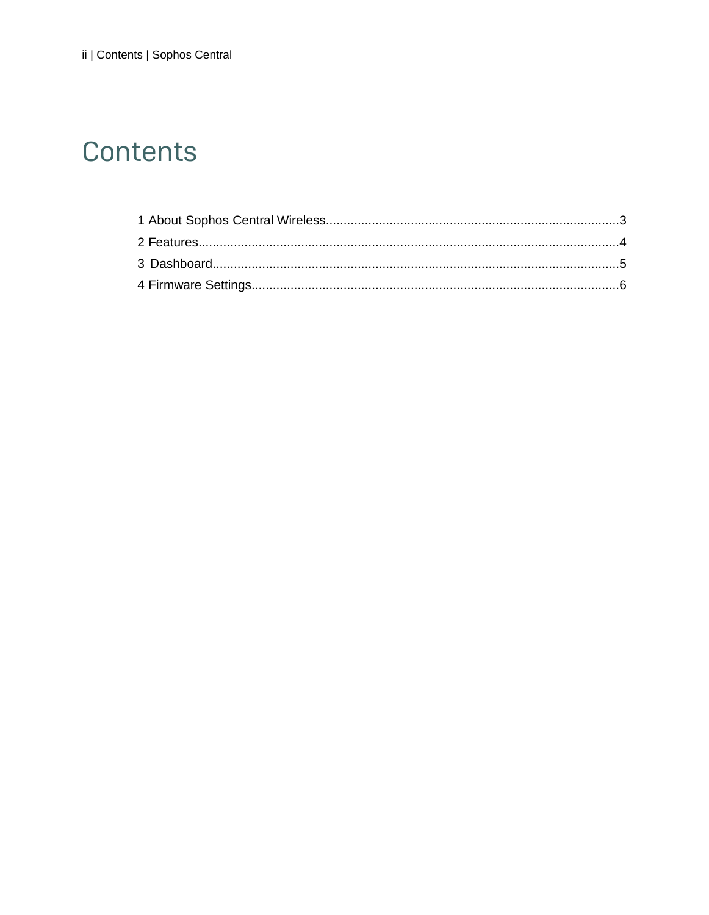# Contents

1 About Sophos Central Wireless....................................................................................3
2 Features......................................................................................................................4
3 Dashboard..................................................................................................................5
4 Firmware Settings.......................................................................................................6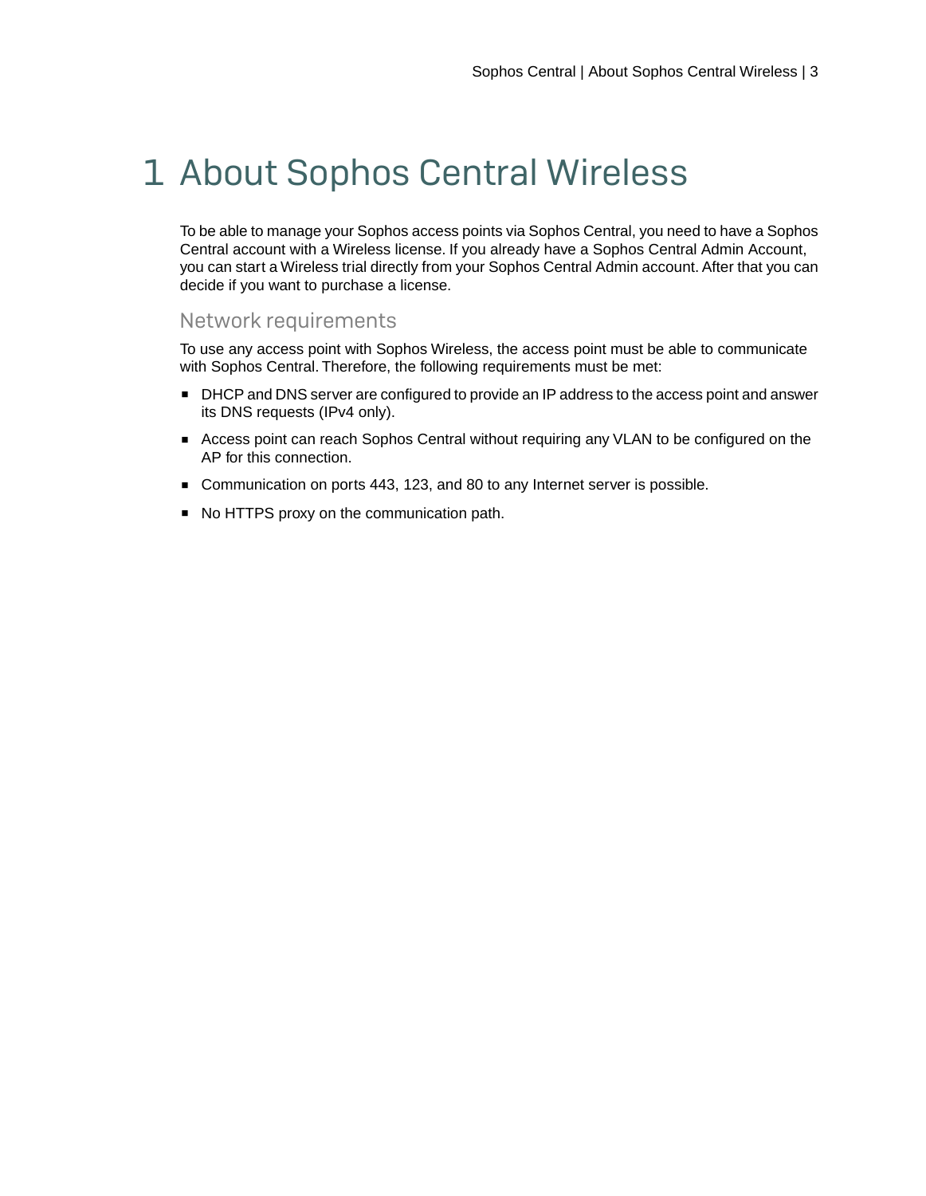# 1 About Sophos Central Wireless

To be able to manage your Sophos access points via Sophos Central, you need to have a Sophos Central account with a Wireless license. If you already have a Sophos Central Admin Account, you can start a Wireless trial directly from your Sophos Central Admin account. After that you can decide if you want to purchase a license.

## Network requirements

To use any access point with Sophos Wireless, the access point must be able to communicate with Sophos Central. Therefore, the following requirements must be met:

- DHCP and DNS server are configured to provide an IP address to the access point and answer its DNS requests (IPv4 only).
- Access point can reach Sophos Central without requiring any VLAN to be configured on the AP for this connection.
- Communication on ports 443, 123, and 80 to any Internet server is possible.
- No HTTPS proxy on the communication path.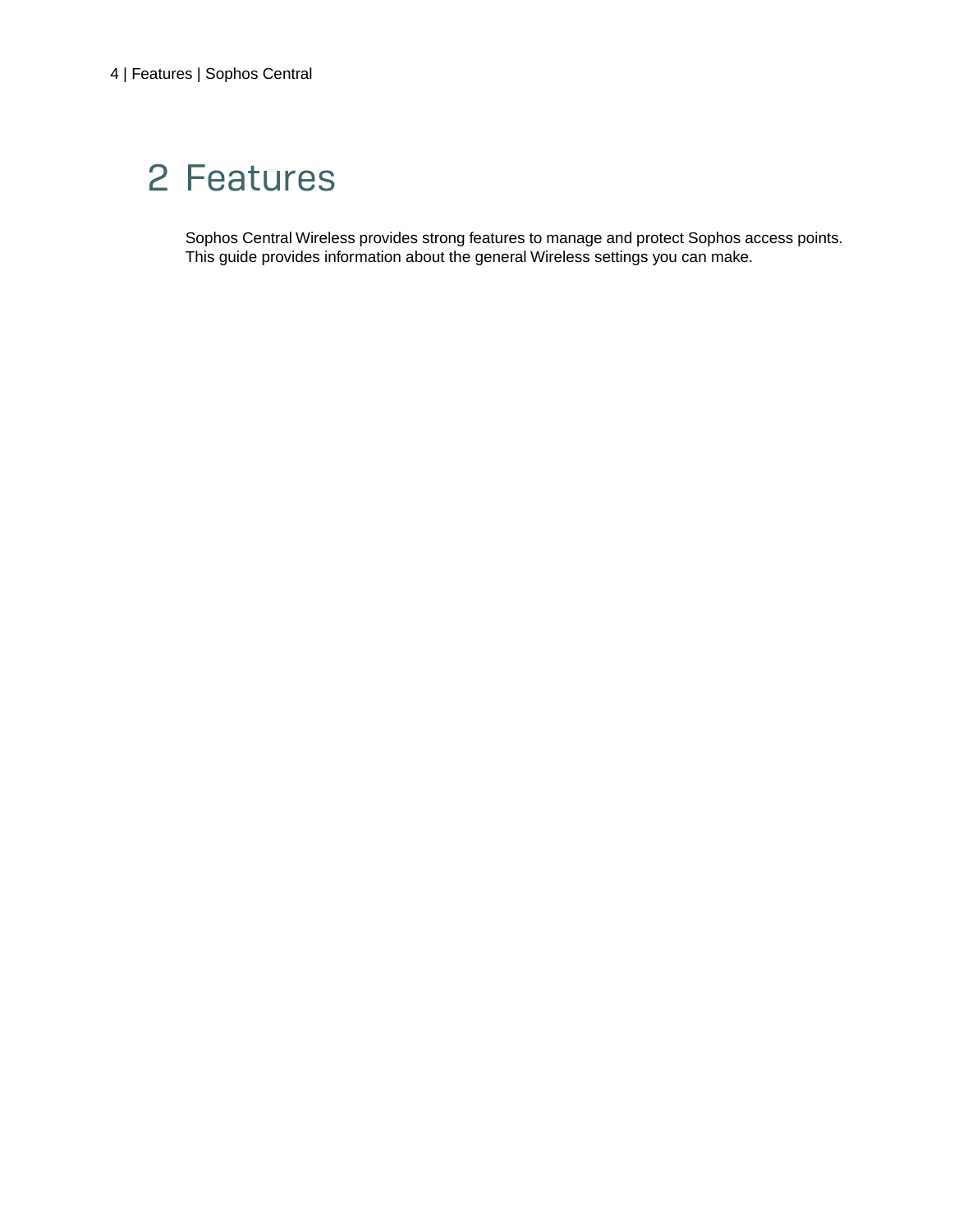# 2 Features

Sophos Central Wireless provides strong features to manage and protect Sophos access points. This guide provides information about the general Wireless settings you can make.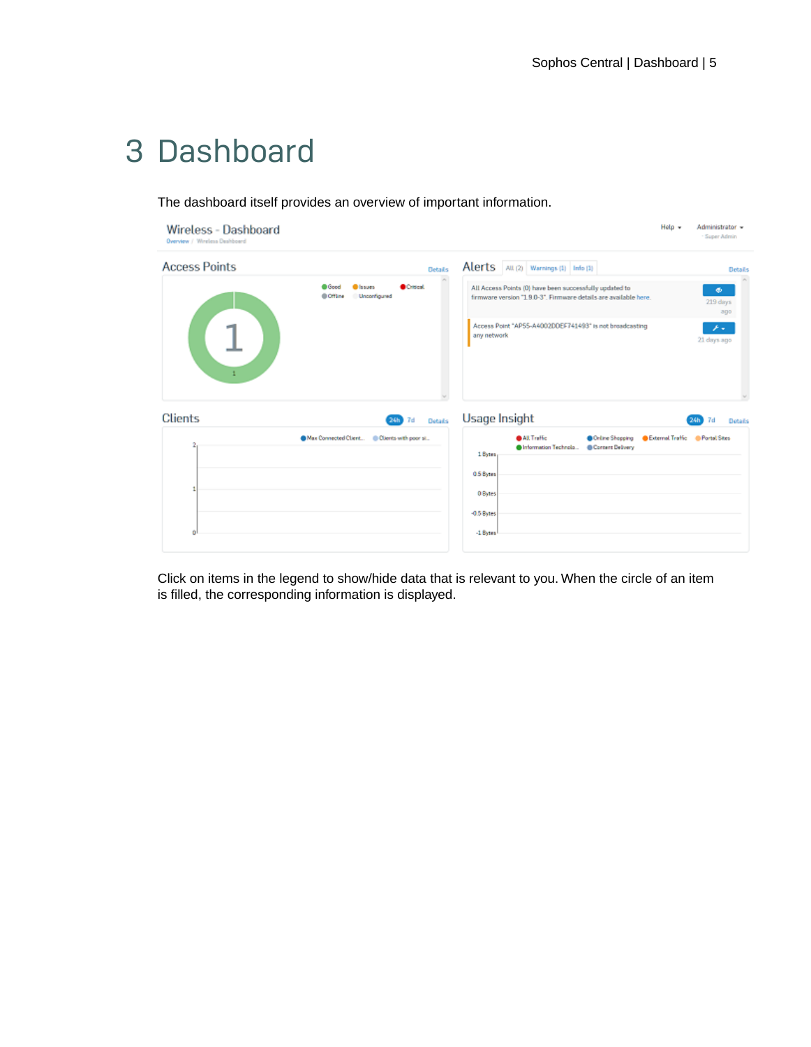# 3 Dashboard

The dashboard itself provides an overview of important information.

Click on items in the legend to show/hide data that is relevant to you. When the circle of an item is filled, the corresponding information is displayed.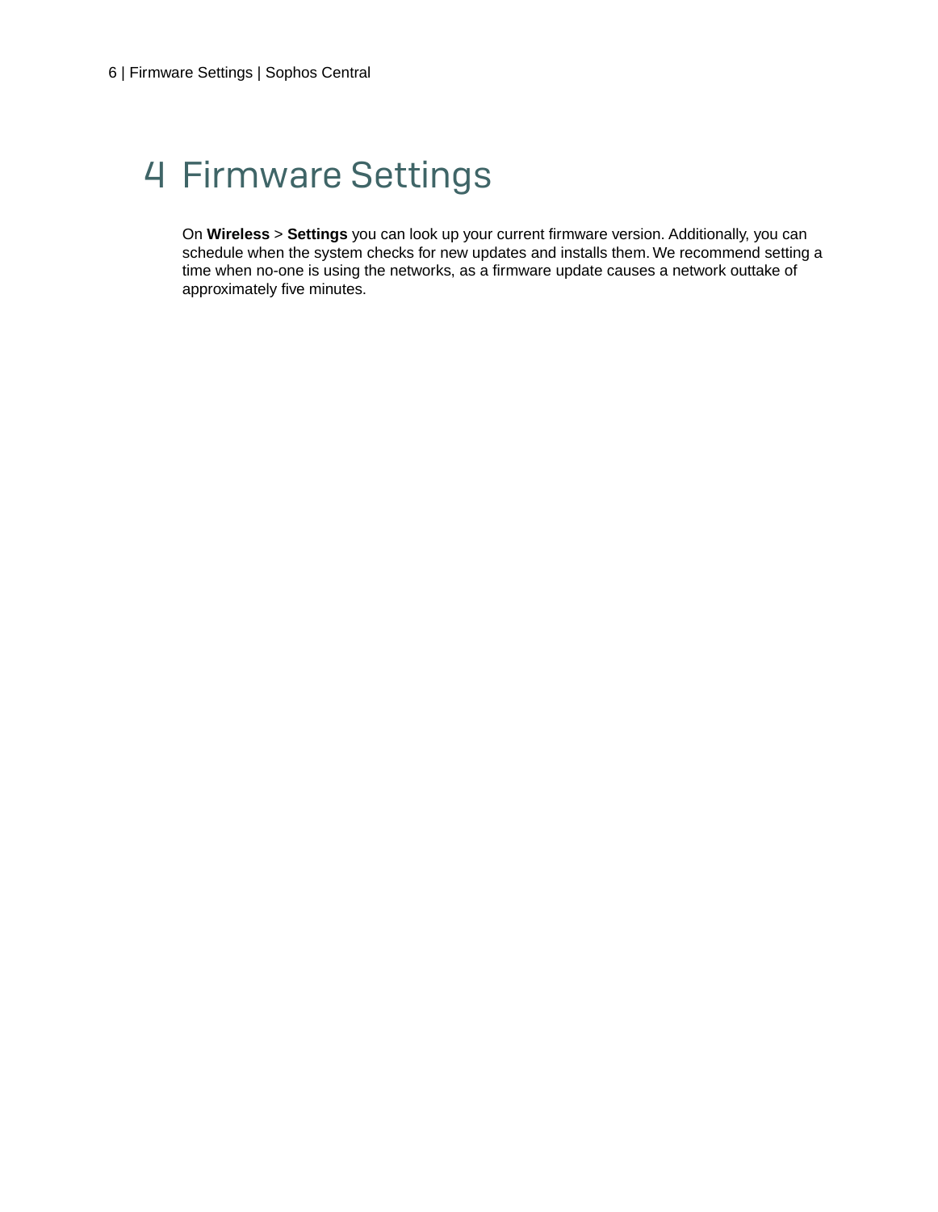# 4 Firmware Settings

On **Wireless** > **Settings** you can look up your current firmware version. Additionally, you can schedule when the system checks for new updates and installs them. We recommend setting a time when no-one is using the networks, as a firmware update causes a network outtake of approximately five minutes.